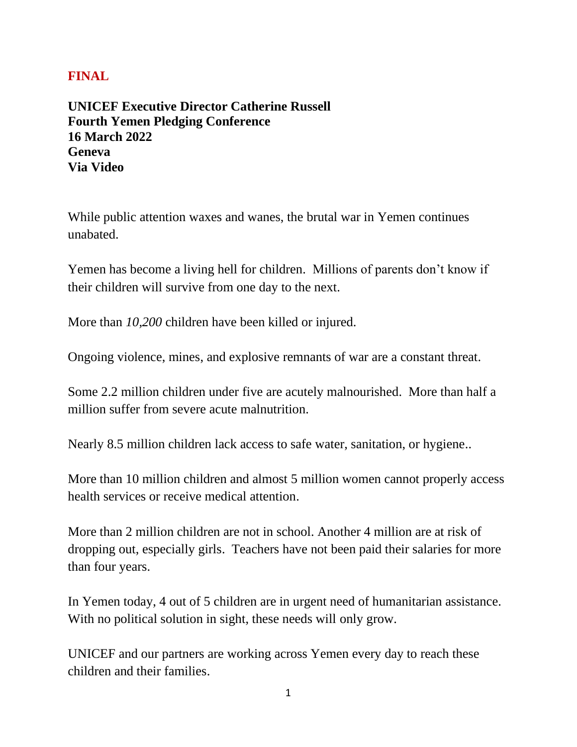**FINAL**

**UNICEF Executive Director Catherine Russell**
**Fourth Yemen Pledging Conference**
**16 March 2022**
**Geneva**
**Via Video**

While public attention waxes and wanes, the brutal war in Yemen continues unabated.

Yemen has become a living hell for children. Millions of parents don't know if their children will survive from one day to the next.

More than *10,200* children have been killed or injured.

Ongoing violence, mines, and explosive remnants of war are a constant threat.

Some 2.2 million children under five are acutely malnourished. More than half a million suffer from severe acute malnutrition.

Nearly 8.5 million children lack access to safe water, sanitation, or hygiene..

More than 10 million children and almost 5 million women cannot properly access health services or receive medical attention.

More than 2 million children are not in school. Another 4 million are at risk of dropping out, especially girls. Teachers have not been paid their salaries for more than four years.

In Yemen today, 4 out of 5 children are in urgent need of humanitarian assistance. With no political solution in sight, these needs will only grow.

UNICEF and our partners are working across Yemen every day to reach these children and their families.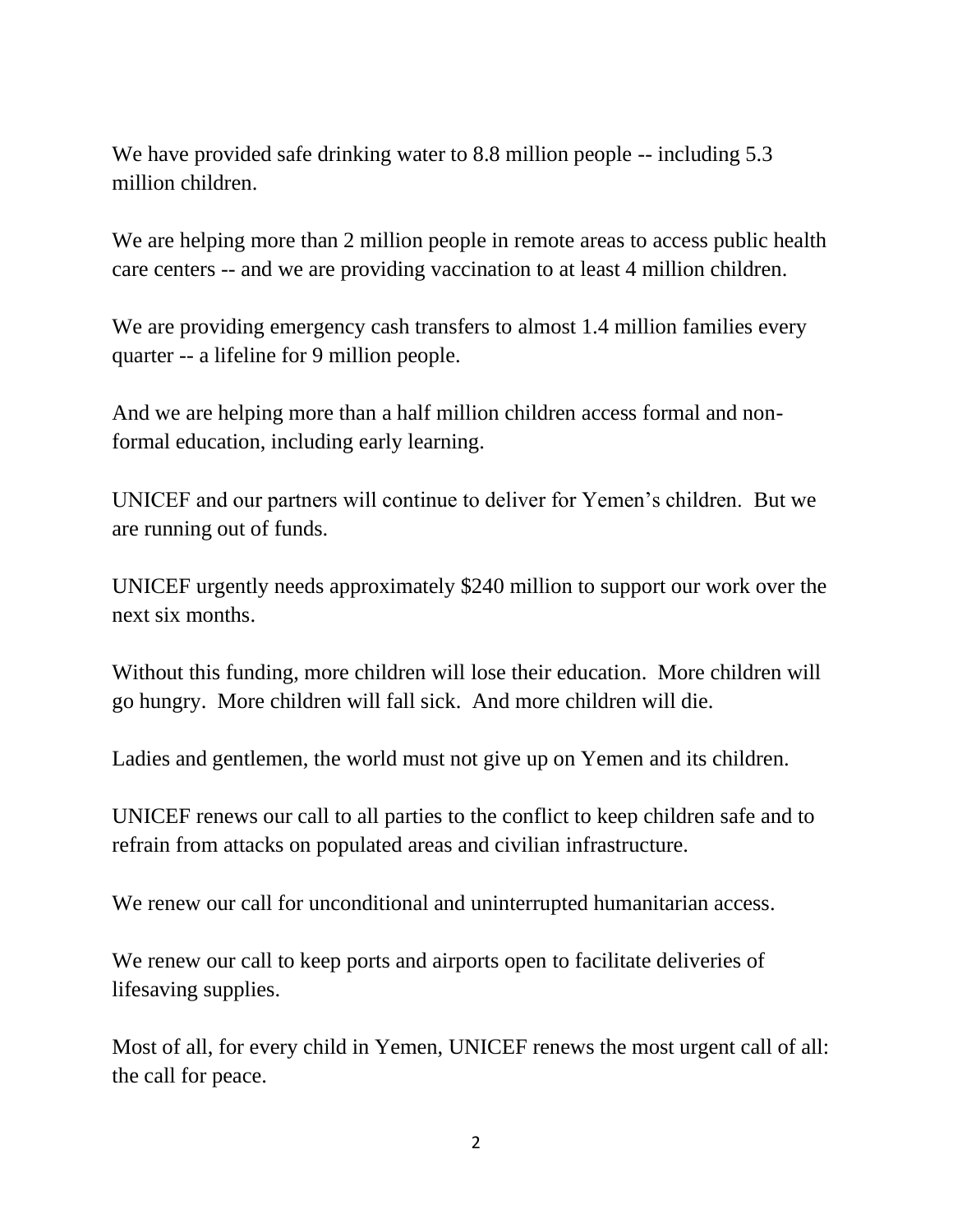We have provided safe drinking water to 8.8 million people -- including 5.3 million children.

We are helping more than 2 million people in remote areas to access public health care centers -- and we are providing vaccination to at least 4 million children.

We are providing emergency cash transfers to almost 1.4 million families every quarter -- a lifeline for 9 million people.

And we are helping more than a half million children access formal and non-formal education, including early learning.

UNICEF and our partners will continue to deliver for Yemen's children. But we are running out of funds.

UNICEF urgently needs approximately $240 million to support our work over the next six months.

Without this funding, more children will lose their education. More children will go hungry. More children will fall sick. And more children will die.

Ladies and gentlemen, the world must not give up on Yemen and its children.

UNICEF renews our call to all parties to the conflict to keep children safe and to refrain from attacks on populated areas and civilian infrastructure.

We renew our call for unconditional and uninterrupted humanitarian access.

We renew our call to keep ports and airports open to facilitate deliveries of lifesaving supplies.

Most of all, for every child in Yemen, UNICEF renews the most urgent call of all: the call for peace.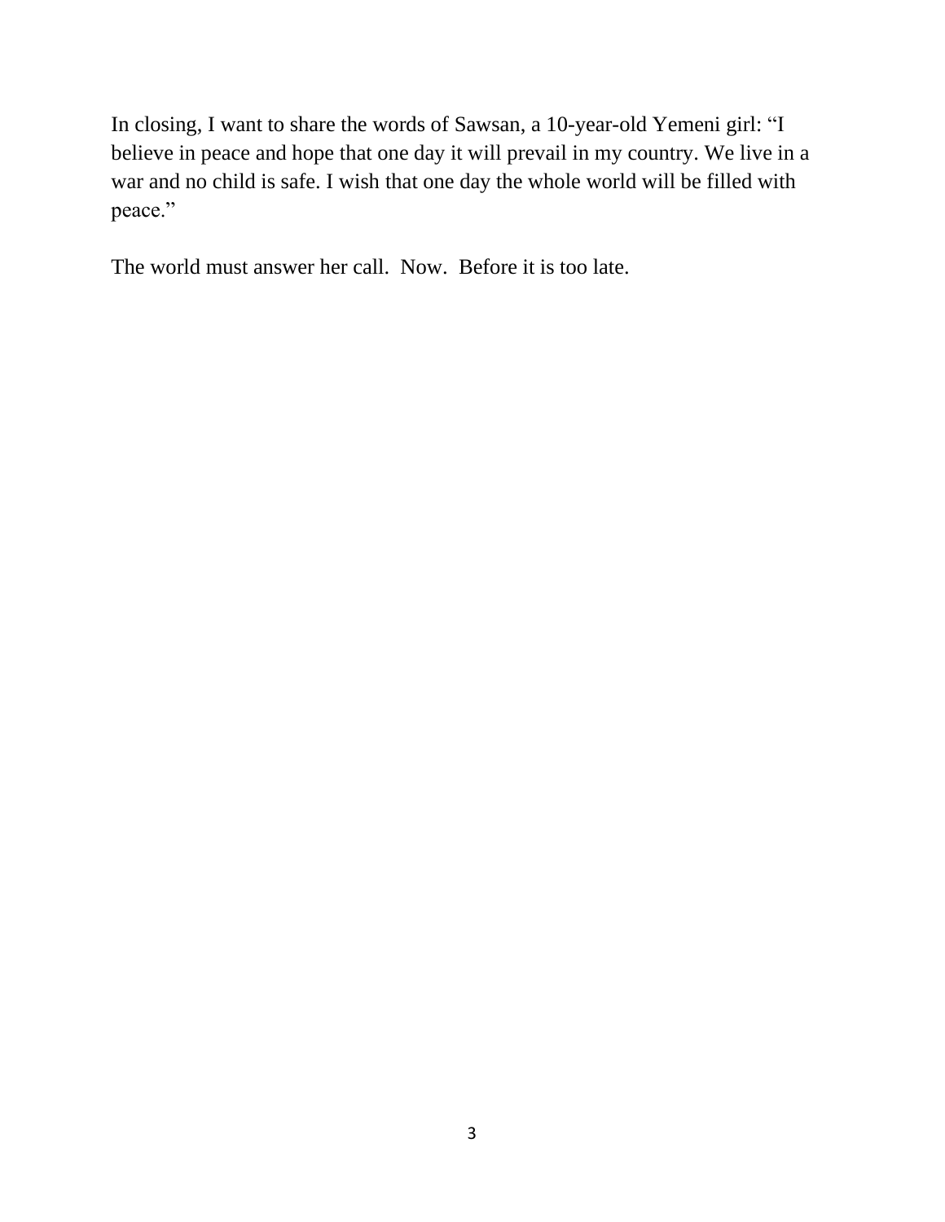In closing, I want to share the words of Sawsan, a 10-year-old Yemeni girl: "I believe in peace and hope that one day it will prevail in my country. We live in a war and no child is safe. I wish that one day the whole world will be filled with peace."

The world must answer her call. Now. Before it is too late.